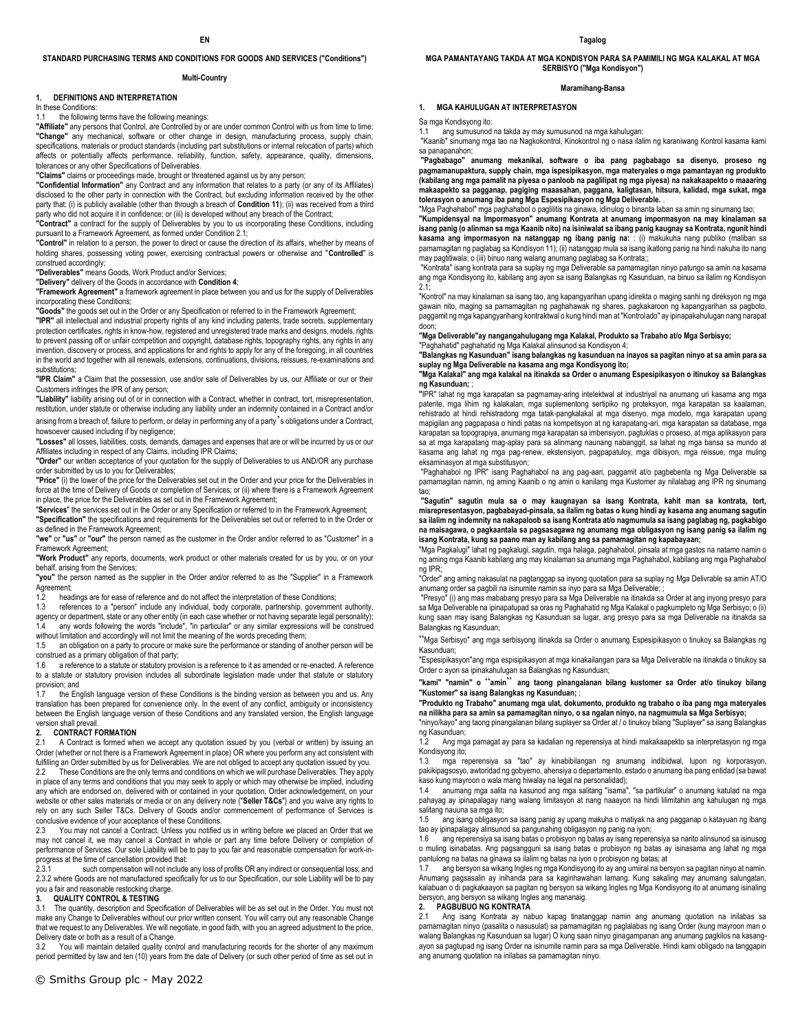EN

**STANDARD PURCHASING TERMS AND CONDITIONS FOR GOODS AND SERVICES ("Conditions")**

**Multi-Country**

**1. DEFINITIONS AND INTERPRETATION**

In these Conditions:

1.1 the following terms have the following meanings:

**"Affiliate"** any persons that Control, are Controlled by or are under common Control with us from time to time; **"Change"** any mechanical, software or other change in design, manufacturing process, supply chain, specifications, materials or product standards (including part substitutions or internal relocation of parts) which affects or potentially affects performance, reliability, function, safety, appearance, quality, dimensions, tolerances or any other Specifications of Deliverables.

**"Claims"** claims or proceedings made, brought or threatened against us by any person;

**"Confidential Information"** any Contract and any information that relates to a party (or any of its Affiliates) disclosed to the other party in connection with the Contract, but excluding information received by the other party that: (i) is publicly available (other than through a breach of **Condition 11**); (ii) was received from a third party who did not acquire it in confidence; or (iii) is developed without any breach of the Contract;

**"Contract"** a contract for the supply of Deliverables by you to us incorporating these Conditions, including pursuant to a Framework Agreement, as formed under Condition 2.1;

**"Control"** in relation to a person, the power to direct or cause the direction of its affairs, whether by means of holding shares, possessing voting power, exercising contractual powers or otherwise and "**Controlled**" is construed accordingly;

**"Deliverables"** means Goods, Work Product and/or Services;

**"Delivery"** delivery of the Goods in accordance with **Condition 4**;

**"Framework Agreement"** a framework agreement in place between you and us for the supply of Deliverables incorporating these Conditions;

**"Goods"** the goods set out in the Order or any Specification or referred to in the Framework Agreement;

**"IPR"** all intellectual and industrial property rights of any kind including patents, trade secrets, supplementary protection certificates, rights in know-how, registered and unregistered trade marks and designs, models, rights to prevent passing off or unfair competition and copyright, database rights, topography rights, any rights in any invention, discovery or process, and applications for and rights to apply for any of the foregoing, in all countries in the world and together with all renewals, extensions, continuations, divisions, reissues, re-examinations and substitutions;

**"IPR Claim"** a Claim that the possession, use and/or sale of Deliverables by us, our Affiliate or our or their Customers infringes the IPR of any person;

**"Liability"** liability arising out of or in connection with a Contract, whether in contract, tort, misrepresentation, restitution, under statute or otherwise including any liability under an indemnity contained in a Contract and/or arising from a breach of, failure to perform, or delay in performing any of a party's obligations under a Contract, howsoever caused including if by negligence;

**"Losses"** all losses, liabilities, costs, demands, damages and expenses that are or will be incurred by us or our Affiliates including in respect of any Claims, including IPR Claims;

**"Order"** our written acceptance of your quotation for the supply of Deliverables to us AND/OR any purchase order submitted by us to you for Deliverables;

**"Price"** (i) the lower of the price for the Deliverables set out in the Order and your price for the Deliverables in force at the time of Delivery of Goods or completion of Services; or (ii) where there is a Framework Agreement in place, the price for the Deliverables as set out in the Framework Agreement;

"**Services**" the services set out in the Order or any Specification or referred to in the Framework Agreement;

**"Specification"** the specifications and requirements for the Deliverables set out or referred to in the Order or as defined in the Framework Agreement;

**"we"** or **"us"** or **"our"** the person named as the customer in the Order and/or referred to as "Customer" in a Framework Agreement;

**"Work Product"** any reports, documents, work product or other materials created for us by you, or on your behalf, arising from the Services;

**"you"** the person named as the supplier in the Order and/or referred to as the "Supplier" in a Framework Agreement;

1.2 headings are for ease of reference and do not affect the interpretation of these Conditions;

1.3 references to a "person" include any individual, body corporate, partnership, government authority, agency or department, state or any other entity (in each case whether or not having separate legal personality);

1.4 any words following the words "include", "in particular" or any similar expressions will be construed without limitation and accordingly will not limit the meaning of the words preceding them;

1.5 an obligation on a party to procure or make sure the performance or standing of another person will be construed as a primary obligation of that party;

1.6 a reference to a statute or statutory provision is a reference to it as amended or re-enacted. A reference to a statute or statutory provision includes all subordinate legislation made under that statute or statutory provision; and

1.7 the English language version of these Conditions is the binding version as between you and us. Any translation has been prepared for convenience only. In the event of any conflict, ambiguity or inconsistency between the English language version of these Conditions and any translated version, the English language version shall prevail.

**2. CONTRACT FORMATION**

2.1 A Contract is formed when we accept any quotation issued by you (verbal or written) by issuing an Order (whether or not there is a Framework Agreement in place) OR where you perform any act consistent with fulfilling an Order submitted by us for Deliverables. We are not obliged to accept any quotation issued by you.

2.2 These Conditions are the only terms and conditions on which we will purchase Deliverables. They apply in place of any terms and conditions that you may seek to apply or which may otherwise be implied, including any which are endorsed on, delivered with or contained in your quotation, Order acknowledgement, on your website or other sales materials or media or on any delivery note ("**Seller T&Cs**") and you waive any rights to rely on any such Seller T&Cs. Delivery of Goods and/or commencement of performance of Services is conclusive evidence of your acceptance of these Conditions.

2.3 You may not cancel a Contract. Unless you notified us in writing before we placed an Order that we may not cancel it, we may cancel a Contract in whole or part any time before Delivery or completion of performance of Services. Our sole Liability will be to pay to you fair and reasonable compensation for work-in-progress at the time of cancellation provided that:

2.3.1 such compensation will not include any loss of profits OR any indirect or consequential loss; and

2.3.2 where Goods are not manufactured specifically for us to our Specification, our sole Liability will be to pay you a fair and reasonable restocking charge.

**3. QUALITY CONTROL & TESTING**

3.1 The quantity, description and Specification of Deliverables will be as set out in the Order. You must not make any Change to Deliverables without our prior written consent. You will carry out any reasonable Change that we request to any Deliverables. We will negotiate, in good faith, with you an agreed adjustment to the price, Delivery date or both as a result of a Change.

3.2 You will maintain detailed quality control and manufacturing records for the shorter of any maximum period permitted by law and ten (10) years from the date of Delivery (or such other period of time as set out in

Tagalog

**MGA PAMANTAYANG TAKDA AT MGA KONDISYON PARA SA PAMIMILI NG MGA KALAKAL AT MGA SERBISYO ("Mga Kondisyon")**

**Maramihang-Bansa**

**1. MGA KAHULUGAN AT INTERPRETASYON**

Sa mga Kondisyong ito:

1.1 ang sumusunod na takda ay may sumusunod na kahulugan:

"Kaanib" sinumang mga tao na Nagkokontrol, Kinokontrol ng o nasa ilalim ng karaniwang Kontrol kasama kami sa panapanahon;

**"Pagbabago" anumang mekanikal, software o iba pang pagbabago sa disenyo, proseso ng pagmamanupaktura, supply chain, mga ispesipikasyon, mga materyales o mga pamantayan ng produkto (kabilang ang mga pamalit na piyesa o panloob na paglilipat ng mga piyesa) na nakakaapekto o maaaring makaapekto sa pagganap, pagiging maaasahan, paggana, kaligtasan, hitsura, kalidad, mga sukat, mga tolerasyon o anumang iba pang Mga Espesipikasyon ng Mga Deliverable.** .

"Mga Paghahabol" mga paghahabol o paglilitis na ginawa, idinulog o binanta laban sa amin ng sinumang tao;

**"Kumpidensyal na Impormasyon" anumang Kontrata at anumang impormasyon na may kinalaman sa isang panig (o alinman sa mga Kaanib nito) na isiniwalat sa ibang panig kaugnay sa Kontrata, ngunit hindi kasama ang impormasyon na natanggap ng ibang panig na:** : (i) makukuha nang publiko (maliban sa pamamagitan ng paglabag sa Kondisyon 11); (ii) natanggap mula sa isang ikatlong panig na hindi nakuha ito nang may pagtitiwala; o (iii) binuo nang walang anumang paglabag sa Kontrata;;

"Kontrata" isang kontrata para sa suplay ng mga Deliverable sa pamamagitan ninyo patungo sa amin na kasama ang mga Kondisyong ito, kabilang ang ayon sa isang Balangkas ng Kasunduan, na binuo sa ilalim ng Kondisyon 2.1;

"Kontrol" na may kinalaman sa isang tao, ang kapangyarihan upang idirekta o maging sanhi ng direksyon ng mga gawain nito, maging sa pamamagitan ng paghahawak ng shares, pagkakaroon ng kapangyarihan sa pagboto, paggamit ng mga kapangyarihang kontraktwal o kung hindi man at "Kontrolado" ay ipinapakahulugan nang naarapat doon;

**"Mga Deliverable"ay nangangahulugang mga Kalakal, Produkto sa Trabaho at/o Mga Serbisyo;**

"Paghahatid" paghahatid ng Mga Kalakal alinsunod sa Kondisyon 4;

**"Balangkas ng Kasunduan" isang balangkas ng kasunduan na inayos sa pagitan ninyo at sa amin para sa suplay ng Mga Deliverable na kasama ang mga Kondisyong ito;**

**"Mga Kalakal" ang mga kalakal na itinakda sa Order o anumang Espesipikasyon o itinukoy sa Balangkas ng Kasunduan;** ;

"IPR" lahat ng mga karapatan sa pagmamay-aring intelektwal at industriyal na anumang uri kasama ang mga patente, mga lihim ng kalakalan, mga suplementong sertipiko ng proteksyon, mga karapatan sa kaalaman, rehistrado at hindi rehistradong mga tatak-pangkalakal at mga disenyo, mga modelo, mga karapatan upang mapigilan ang pagpapasa o hindi patas na kompetisyon at ng karapatang-ari, mga karapatan sa database, mga karapatan sa topograpiya, anumang mga karapatan sa imbensiyon, pagtuklas o proseso, at mga aplikasyon para sa at mga karapatang mag-aplay para sa alinmang naunang nabanggit, sa lahat ng mga bansa sa mundo at kasama ang lahat ng mga pag-renew, ekstensiyon, pagpapatuloy, mga dibisyon, mga reissue, mga muling eksaminasyon at mga substitusyon;

"Paghahabol ng IPR" isang Paghahabol na ang pag-aari, paggamit at/o pagbebenta ng Mga Deliverable sa pamamagitan namin, ng aming Kaanib o ng amin o kanilang mga Kustomer ay nilalabag ang IPR ng sinumang tao;

**"Sagutin" sagutin mula sa o may kaugnayan sa isang Kontrata, kahit man sa kontrata, tort, misrepresentasyon, pagbabayad-pinsala, sa ilalim ng batas o kung hindi ay kasama ang anumang sagutin sa ilalim ng indemnity na nakapaloob sa isang Kontrata at/o nagmumula sa isang paglabag ng, pagkabigo na maisagawa, o pagkaantala sa pagsasagawa ng anumang mga obligasyon ng isang panig sa ilalim ng isang Kontrata, kung sa paano man ay kabilang ang sa pamamagitan ng kapabayaan;**

"Mga Pagkalugi" lahat ng pagkalugi, sagutin, mga halaga, paghahabol, pinsala at mga gastos na natamo namin o ng aming mga Kaanib kabilang ang may kinalaman sa anumang mga Paghahabol, kabilang ang mga Paghahabol ng IPR;

"Order" ang aming nakasulat na pagtanggap sa inyong quotation para sa suplay ng Mga Delivrable sa amin AT/O anumang order sa pagbili na isinumite namin sa inyo para sa Mga Deliverable; ;

"Presyo" (i) ang mas mababang presyo para sa Mga Deliverable na itinakda sa Order at ang inyong presyo para sa Mga Deliverable na ipinapatupad sa oras ng Paghahatid ng Mga Kalakal o pagkumpleto ng Mga Serbisyo; o (ii) kung saan may isang Balangkas ng Kasunduan sa lugar, ang presyo para sa mga Deliverable na itinakda sa Balangkas ng Kasunduan;

"Mga Serbisyo" ang mga serbisyong itinakda sa Order o anumang Espesipikasyon o tinukoy sa Balangkas ng Kasunduan;

"Espesipikasyon"ang mga espisipikasyon at mga kinakailangan para sa Mga Deliverable na itinakda o tinukoy sa Order o ayon sa ipinakahulugan sa Balangkas ng Kasunduan;

**"kami" "namin" o "amin" ang taong pinangalanan bilang kustomer sa Order at/o tinukoy bilang "Kustomer" sa isang Balangkas ng Kasunduan;** ;

**"Produkto ng Trabaho" anumang mga ulat, dokumento, produkto ng trabaho o iba pang mga materyales na nilikha para sa amin sa pamamagitan ninyo, o sa ngalan ninyo, na nagmumula sa Mga Serbisyo;**

"ninyo/kayo" ang taong pinangalanan bilang suplayer sa Order at / o tinukoy bilang "Suplayer" sa isang Balangkas ng Kasunduan;

1.2 Ang mga pamagat ay para sa kadalian ng reperensiya at hindi makakaapekto sa interpretasyon ng mga Kondisyong ito;

1.3 mga reperensiya sa "tao" ay kinabibilangan ng anumang indibidwal, lupon ng korporasyon, pakikipagsosyo, awtoridad ng gobyerno, ahensiya o departamento, estado o anumang iba pang entidad (sa bawat kaso kung mayroon o wala mang hiwalay na legal na personalidad);

1.4 anumang mga salita na kasunod ang mga salitang "isama", "sa partikular" o anumang katulad na mga pahayag ay ipinapalagay nang walang limitasyon at nang naaayon na hindi lilimitahin ang kahulugan ng mga salitang nauuna sa mga ito;

1.5 ang isang obligasyon sa isang panig ay upang makuha o matiyak na ang pagganap o katayuan ng ibang tao ay ipinapalagay alinsunod sa pangunahing obligasyon ng panig na iyon;

1.6 ang reperensiya sa isang batas o probisyon ng batas ay isang reperensiya sa narito alinsunod sa isinusog o muling isinabatas. Ang pagsangguni sa isang batas o probisyon ng batas ay isinasama ang lahat ng mga pantulong na batas na ginawa sa ilalim ng batas na iyon o probisyon ng batas; at

1.7 ang bersyon sa wikang Ingles ng mga Kondisyong ito ay ang umiiral na bersyon sa pagitan ninyo at namin. Anumang pagsasalin ay inihanda para sa kaginhawahan lamang. Kung sakaling may anumang salungatan, kalabuan o di pagkakaayon sa pagitan ng bersyon sa wikang Ingles ng Mga Kondisyong ito at anumang isinaling bersyon, ang bersyon sa wikang Ingles ang mananaig.

**2. PAGBUBUO NG KONTRATA**

2.1 Ang isang Kontrata ay nabuo kapag tinatanggap namin ang anumang quotation na inilabas sa pamamagitan ninyo (pasalita o nasusulat) sa pamamagitan ng paglalabas ng isang Order (kung mayroon man o walang Balangkas ng Kasunduan sa lugar) O kung saan ninyo ginagampanan ang anumang pagkilos na kasang-ayon sa pagtupad ng isang Order na isinumite namin para sa mga Deliverable. Hindi kami obligado na tanggapin ang anumang quotation na inilabas sa pamamagitan ninyo.

© Smiths Group plc - May 2022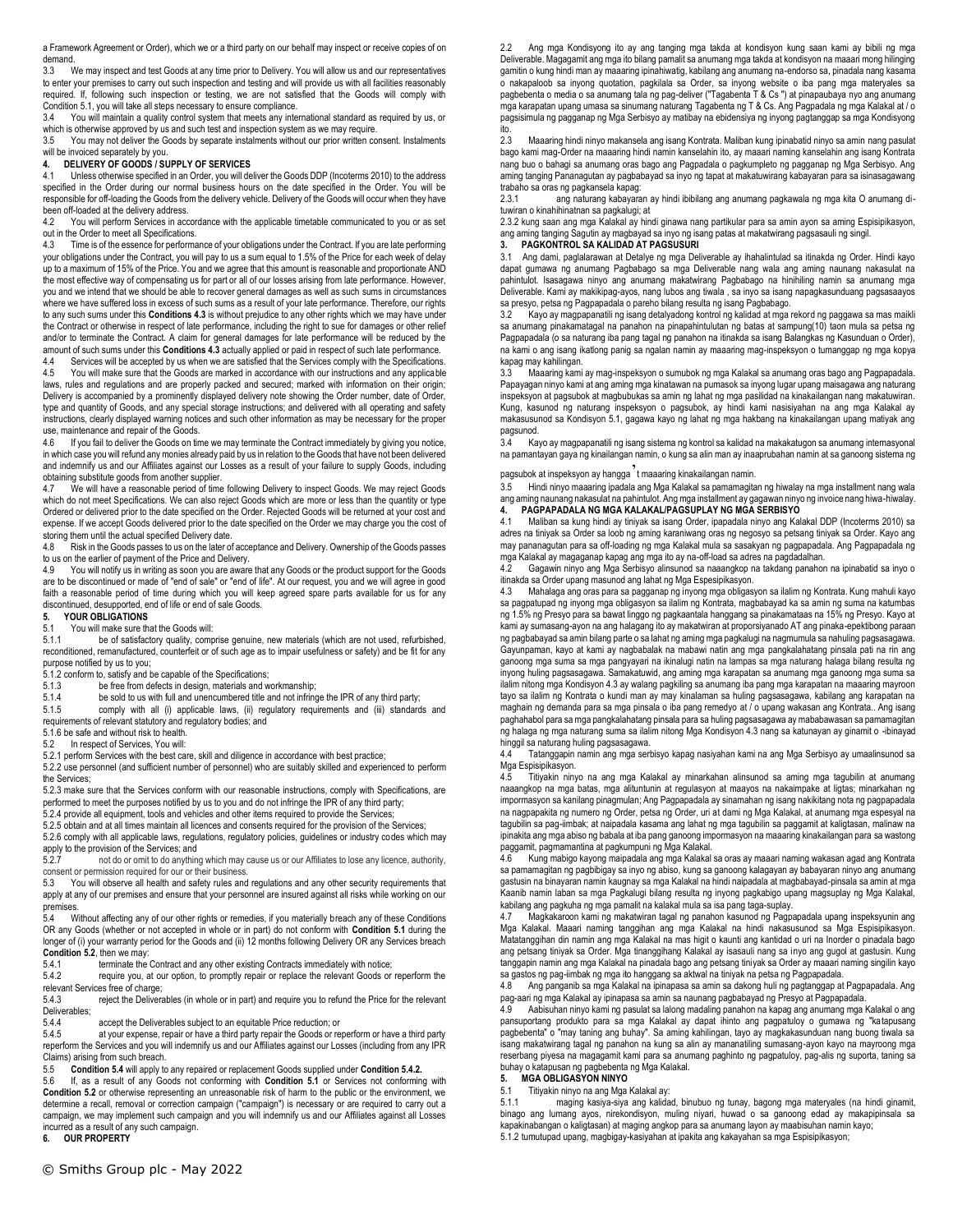a Framework Agreement or Order), which we or a third party on our behalf may inspect or receive copies of on demand.

3.3 We may inspect and test Goods at any time prior to Delivery. You will allow us and our representatives to enter your premises to carry out such inspection and testing and will provide us with all facilities reasonably required. If, following such inspection or testing, we are not satisfied that the Goods will comply with Condition 5.1, you will take all steps necessary to ensure compliance.

3.4 You will maintain a quality control system that meets any international standard as required by us, or which is otherwise approved by us and such test and inspection system as we may require.

3.5 You may not deliver the Goods by separate instalments without our prior written consent. Instalments will be invoiced separately by you.

**4. DELIVERY OF GOODS / SUPPLY OF SERVICES**

4.1 Unless otherwise specified in an Order, you will deliver the Goods DDP (Incoterms 2010) to the address specified in the Order during our normal business hours on the date specified in the Order. You will be responsible for off-loading the Goods from the delivery vehicle. Delivery of the Goods will occur when they have been off-loaded at the delivery address.

4.2 You will perform Services in accordance with the applicable timetable communicated to you or as set out in the Order to meet all Specifications.

4.3 Time is of the essence for performance of your obligations under the Contract. If you are late performing your obligations under the Contract, you will pay to us a sum equal to 1.5% of the Price for each week of delay up to a maximum of 15% of the Price. You and we agree that this amount is reasonable and proportionate AND the most effective way of compensating us for part or all of our losses arising from late performance. However, you and we intend that we should be able to recover general damages as well as such sums in circumstances where we have suffered loss in excess of such sums as a result of your late performance. Therefore, our rights to any such sums under this **Conditions 4.3** is without prejudice to any other rights which we may have under the Contract or otherwise in respect of late performance, including the right to sue for damages or other relief and/or to terminate the Contract. A claim for general damages for late performance will be reduced by the amount of such sums under this **Conditions 4.3** actually applied or paid in respect of such late performance.

4.4 Services will be accepted by us when we are satisfied that the Services comply with the Specifications.

4.5 You will make sure that the Goods are marked in accordance with our instructions and any applicable laws, rules and regulations and are properly packed and secured; marked with information on their origin; Delivery is accompanied by a prominently displayed delivery note showing the Order number, date of Order, type and quantity of Goods, and any special storage instructions; and delivered with all operating and safety instructions, clearly displayed warning notices and such other information as may be necessary for the proper use, maintenance and repair of the Goods.

4.6 If you fail to deliver the Goods on time we may terminate the Contract immediately by giving you notice, in which case you will refund any monies already paid by us in relation to the Goods that have not been delivered and indemnify us and our Affiliates against our Losses as a result of your failure to supply Goods, including obtaining substitute goods from another supplier.

4.7 We will have a reasonable period of time following Delivery to inspect Goods. We may reject Goods which do not meet Specifications. We can also reject Goods which are more or less than the quantity or type Ordered or delivered prior to the date specified on the Order. Rejected Goods will be returned at your cost and expense. If we accept Goods delivered prior to the date specified on the Order we may charge you the cost of storing them until the actual specified Delivery date.

4.8 Risk in the Goods passes to us on the later of acceptance and Delivery. Ownership of the Goods passes to us on the earlier of payment of the Price and Delivery.

4.9 You will notify us in writing as soon you are aware that any Goods or the product support for the Goods are to be discontinued or made of "end of sale" or "end of life". At our request, you and we will agree in good faith a reasonable period of time during which you will keep agreed spare parts available for us for any discontinued, desupported, end of life or end of sale Goods.

**5. YOUR OBLIGATIONS**

5.1 You will make sure that the Goods will:

5.1.1 be of satisfactory quality, comprise genuine, new materials (which are not used, refurbished, reconditioned, remanufactured, counterfeit or of such age as to impair usefulness or safety) and be fit for any purpose notified by us to you;

5.1.2 conform to, satisfy and be capable of the Specifications;

5.1.3 be free from defects in design, materials and workmanship;

5.1.4 be sold to us with full and unencumbered title and not infringe the IPR of any third party;

5.1.5 comply with all (i) applicable laws, (ii) regulatory requirements and (iii) standards and requirements of relevant statutory and regulatory bodies; and

5.1.6 be safe and without risk to health.

5.2 In respect of Services, You will:

5.2.1 perform Services with the best care, skill and diligence in accordance with best practice;

5.2.2 use personnel (and sufficient number of personnel) who are suitably skilled and experienced to perform the Services;

5.2.3 make sure that the Services conform with our reasonable instructions, comply with Specifications, are performed to meet the purposes notified by us to you and do not infringe the IPR of any third party;

5.2.4 provide all equipment, tools and vehicles and other items required to provide the Services;

5.2.5 obtain and at all times maintain all licences and consents required for the provision of the Services;

5.2.6 comply with all applicable laws, regulations, regulatory policies, guidelines or industry codes which may apply to the provision of the Services; and

5.2.7 not do or omit to do anything which may cause us or our Affiliates to lose any licence, authority, consent or permission required for our or their business.

5.3 You will observe all health and safety rules and regulations and any other security requirements that apply at any of our premises and ensure that your personnel are insured against all risks while working on our premises.

5.4 Without affecting any of our other rights or remedies, if you materially breach any of these Conditions OR any Goods (whether or not accepted in whole or in part) do not conform with **Condition 5.1** during the longer of (i) your warranty period for the Goods and (ii) 12 months following Delivery OR any Services breach **Condition 5.2**, then we may:

5.4.1 terminate the Contract and any other existing Contracts immediately with notice;

5.4.2 require you, at our option, to promptly repair or replace the relevant Goods or reperform the relevant Services free of charge;

5.4.3 reject the Deliverables (in whole or in part) and require you to refund the Price for the relevant Deliverables;

5.4.4 accept the Deliverables subject to an equitable Price reduction; or

5.4.5 at your expense, repair or have a third party repair the Goods or reperform or have a third party reperform the Services and you will indemnify us and our Affiliates against our Losses (including from any IPR Claims) arising from such breach.

5.5 **Condition 5.4** will apply to any repaired or replacement Goods supplied under **Condition 5.4.2.**

5.6 If, as a result of any Goods not conforming with **Condition 5.1** or Services not conforming with **Condition 5.2** or otherwise representing an unreasonable risk of harm to the public or the environment, we determine a recall, removal or correction campaign ("campaign") is necessary or are required to carry out a campaign, we may implement such campaign and you will indemnify us and our Affiliates against all Losses incurred as a result of any such campaign.

**6. OUR PROPERTY**

2.2 Ang mga Kondisyong ito ay ang tanging mga takda at kondisyon kung saan kami ay bibili ng mga Deliverable. Magagamit ang mga ito bilang pamalit sa anumang mga takda at kondisyon na maaari mong hilinging gamitin o kung hindi man ay maaaring ipinahiwatig, kabilang ang anumang na-endorso sa, pinadala nang kasama o nakapaloob sa inyong quotation, pagkilala sa Order, sa inyong website o iba pang mga materyales sa pagbebenta o media o sa anumang tala ng pag-deliver ("Tagabenta T & Cs ") at pinapaubaya nyo ang anumang mga karapatan upang umasa sa sinumang naturang Tagabenta ng T & Cs. Ang Pagpadala ng mga Kalakal at / o pagsisimula ng pagganap ng Mga Serbisyo ay matibay na ebidensiya ng inyong pagtanggap sa mga Kondisyong ito.

2.3 Maaaring hindi ninyo makansela ang isang Kontrata. Maliban kung ipinabatid ninyo sa amin nang pasulat bago kami mag-Order na maaaring hindi namin kanselahin ito, ay maaari naming kanselahin ang isang Kontrata nang buo o bahagi sa anumang oras bago ang Pagpadala o pagkumpleto ng pagganap ng Mga Serbisyo. Ang aming tanging Pananagutan ay pagbabayad sa inyo ng tapat at makatuwirang kabayaran para sa isinasagawang trabaho sa oras ng pagkansela kapag:

2.3.1 ang naturang kabayaran ay hindi ibibilang ang anumang pagkawala ng mga kita O anumang di-tuwiran o kinahihinatnan sa pagkalugi; at

2.3.2 kung saan ang mga Kalakal ay hindi ginawa nang partikular para sa amin ayon sa aming Espisipikasyon, ang anumang tanging Sagutin ay magbayad sa inyo ng isang patas at makatwirang pagsasauli ng singil.

**3. PAGKONTROL SA KALIDAD AT PAGSUSURI**

3.1 Ang dami, paglalarawan at Detalye ng mga Deliverable ay ihahalintulad sa itinakda ng Order. Hindi kayo dapat gumawa ng anumang Pagbabago sa mga Deliverable nang wala ang aming naunang nakasulat na pahintulot. Isasagawa ninyo ang anumang makatwirang Pagbabago na hinihiling namin sa anumang mga Deliverable. Kami ay makikipag-ayos, nang lubos ang tiwala , sa inyo sa isang napagkasunduang pagsasaayos sa presyo, petsa ng Pagpapadala o pareho bilang resulta ng isang Pagbabago.

3.2 Kayo ay magpapanatili ng isang detalyadong kontrol ng kalidad at mga rekord ng paggawa sa mas maikli sa anumang pinakamatagal na panahon na pinapahintulutan ng batas at sampung(10) taon mula sa petsa ng Pagpapadala (o sa naturang iba pang tagal ng panahon na itinakda sa isang Balangkas ng Kasunduan o Order), na kami o ang isang ikatlong panig sa ngalan namin ay maaaring mag-inspeksyon o tumanggap ng mga kopya kapag may kahilingan.

3.3 Maaaring kami ay mag-inspeksyon o sumubok ng mga Kalakal sa anumang oras bago ang Pagpapadala. Papayagan ninyo kami at ang aming mga kinatawan na pumasok sa inyong lugar upang maisagawa ang naturang inspeksyon at pagsubok at magbubukas sa amin ng lahat ng mga pasilidad na kinakailangan nang makatuwiran. Kung, kasunod ng naturang inspeksyon o pagsubok, ay hindi kami nasisiyahan na ang mga Kalakal ay makasusunod sa Kondisyon 5.1, gagawa kayo ng lahat ng mga hakbang na kinakailangan upang matiyak ang pagsunod.

3.4 Kayo ay magpapanatili ng isang sistema ng kontrol sa kalidad na makakatugon sa anumang internasyonal na pamantayan gaya ng kinailangan namin, o kung sa alin man ay inaaprubahan namin at sa ganoong sistema ng pagsubok at inspeksyon ay hangga't maaaring kinakailangan namin.

3.5 Hindi ninyo maaaring ipadala ang Mga Kalakal sa pamamagitan ng hiwalay na mga installment nang wala ang aming naunang nakasulat na pahintulot. Ang mga installment ay gagawan ninyo ng invoice nang hiwa-hiwalay.

**4. PAGPAPADALA NG MGA KALAKAL/PAGSUPLAY NG MGA SERBISYO**

4.1 Maliban sa kung hindi ay tiniyak sa isang Order, ipapadala ninyo ang Kalakal DDP (Incoterms 2010) sa adres na tiniyak sa Order sa loob ng aming karaniwang oras ng negosyo sa petsang tiniyak sa Order. Kayo ang may pananagutan para sa off-loading ng mga Kalakal mula sa sasakyan ng pagpapadala. Ang Pagpadala ng mga Kalakal ay magaganap kapag ang mga ito ay na-off-load sa adres na pagdadalhan.

4.2 Gagawin ninyo ang Mga Serbisyo alinsunod sa naaangkop na takdang panahon na ipinabatid sa inyo o itinakda sa Order upang masunod ang lahat ng Mga Espesipikasyon.

4.3 Mahalaga ang oras para sa pagganap ng inyong mga obligasyon sa ilalim ng Kontrata. Kung mahuli kayo sa pagpatupad ng inyong mga obligasyon sa ilalim ng Kontrata, magbabayad ka sa amin ng suma na katumbas ng 1.5% ng Presyo para sa bawat linggo ng pagkaantala hanggang sa pinakamataas na 15% ng Presyo. Kayo at kami ay sumasang-ayon na ang halagang ito ay makatwiran at proporsiyonado AT ang pinaka-epektibong paraan ng pagbabayad sa amin bilang parte o sa lahat ng aming mga pagkalugi na nagmumula sa nahuling pagsasagawa. Gayunpaman, kayo at kami ay nagbabalak na mabawi natin ang mga pangkalahatang pinsala pati na rin ang ganoong mga suma sa mga pangyayari na ikinalugi natin na lampas sa mga naturang halaga bilang resulta ng inyong huling pagsasagawa. Samakatuwid, ang aming mga karapatan sa anumang mga ganoong mga suma sa ilalim nitong mga Kondisyon 4.3 ay walang pagkiling sa anumang iba pang mga karapatan na maaaring mayroon tayo sa ilalim ng Kontrata o kundi man ay may kinalaman sa huling pagsasagawa, kabilang ang karapatan na maghain ng demanda para sa mga pinsala o iba pang remedyo at / o upang wakasan ang Kontrata.. Ang isang paghahabol para sa mga pangkalahatang pinsala para sa huling pagsasagawa ay mababawasan sa pamamagitan ng halaga ng mga naturang suma sa ilalim nitong Mga Kondisyon 4.3 nang sa katunayan ay ginamit o -ibinayad hinggil sa naturang huling pagsasagawa.

4.4 Tatanggapin namin ang mga serbisyo kapag nasiyahan kami na ang Mga Serbisyo ay umaalinsunod sa Mga Espisipikasyon.

4.5 Titiyakin ninyo na ang mga Kalakal ay minarkahan alinsunod sa aming mga tagubilin at anumang naaangkop na mga batas, mga alituntunin at regulasyon at maayos na nakaimpake at ligtas; minarkahan ng impormasyon sa kanilang pinagmulan; Ang Pagpapadala ay sinamahan ng isang nakikitang nota ng pagpapadala na nagpapakita ng numero ng Order, petsa ng Order, uri at dami ng Mga Kalakal, at anumang mga espesyal na tagubilin sa pag-iimbak; at naipadala kasama ang lahat ng mga tagubilin sa paggamit at kaligtasan, malinaw na ipinakita ang mga abiso ng babala at iba pang ganoong impormasyon na maaaring kinakailangan para sa wastong paggamit, pagmamantina at pagkumpuni ng Mga Kalakal.

4.6 Kung mabigo kayong maipadala ang mga Kalakal sa oras ay maaari naming wakasan agad ang Kontrata sa pamamagitan ng pagbibigay sa inyo ng abiso, kung sa ganoong kalagayan ay babayaran ninyo ang anumang gastusin na binayaran namin kaugnay sa mga Kalakal na hindi naipadala at magbabayad-pinsala sa amin at mga Kaanib namin laban sa mga Pagkalugi bilang resulta ng inyong pagkabigo upang magsuplay ng Mga Kalakal, kabilang ang pagkuha ng mga pamalit na kalakal mula sa isa pang taga-suplay.

4.7 Magkakaroon kami ng makatwiran tagal ng panahon kasunod ng Pagpapadala upang inspeksyunin ang Mga Kalakal. Maaari naming tanggihan ang mga Kalakal na hindi nakasusunod sa Mga Espisipikasyon. Matatanggihan din namin ang mga Kalakal na mas higit o kaunti ang kantidad o uri na Inorder o pinadala bago ang petsang tiniyak sa Order. Ang tinanggihang Kalakal ay isasauli nang sa inyo ang gugol at gastusin. Kung tanggapin namin ang mga Kalakal na pinadala bago ang petsang tiniyak sa Order ay maaari naming singilin kayo sa gastos ng pag-iimbak ng mga ito hanggang sa aktwal na tiniyak na petsa ng Pagpapadala.

4.8 Ang panganib sa mga Kalakal na ipinapasa sa amin sa dakong huli ng pagtanggap at Pagpapadala. Ang pag-aari ng mga Kalakal ay ipinapasa sa amin sa naunang pagbabayad ng Presyo at Pagpapadala.

4.9 Aabisuhan ninyo kami ng pasulat sa lalong madaling panahon na kapag ang anumang mga Kalakal o ang pansuportang produkto para sa mga Kalakal ay dapat ihinto ang pagpatuloy o gumawa ng "katapusang pagbebenta" o "may taning ang buhay". Sa aming kahilingan, tayo ay magkakasunduan nang buong tiwala sa isang makatwirang tagal ng panahon na kung sa alin ay mananatiling sumasang-ayon kayo na mayroong mga reserbang piyesa na magagamit kami para sa anumang paghinto ng pagpatuloy, pag-alis ng suporta, taning sa buhay o katapusan ng pagbebenta ng Mga Kalakal.

**5. MGA OBLIGASYON NINYO**

5.1 Titiyakin ninyo na ang Mga Kalakal ay:

5.1.1 maging kasiya-siya ang kalidad, binubuo ng tunay, bagong mga materyales (na hindi ginamit, binago ang lumang ayos, nirekondisyon, muling niyari, huwad o sa ganoong edad ay makapipinsala sa kapakinabangan o kaligtasan) at maging angkop para sa anumang layon ay maabisuhan namin kayo;

5.1.2 tumutupad upang, magbigay-kasiyahan at ipakita ang kakayahan sa mga Espisipikasyon;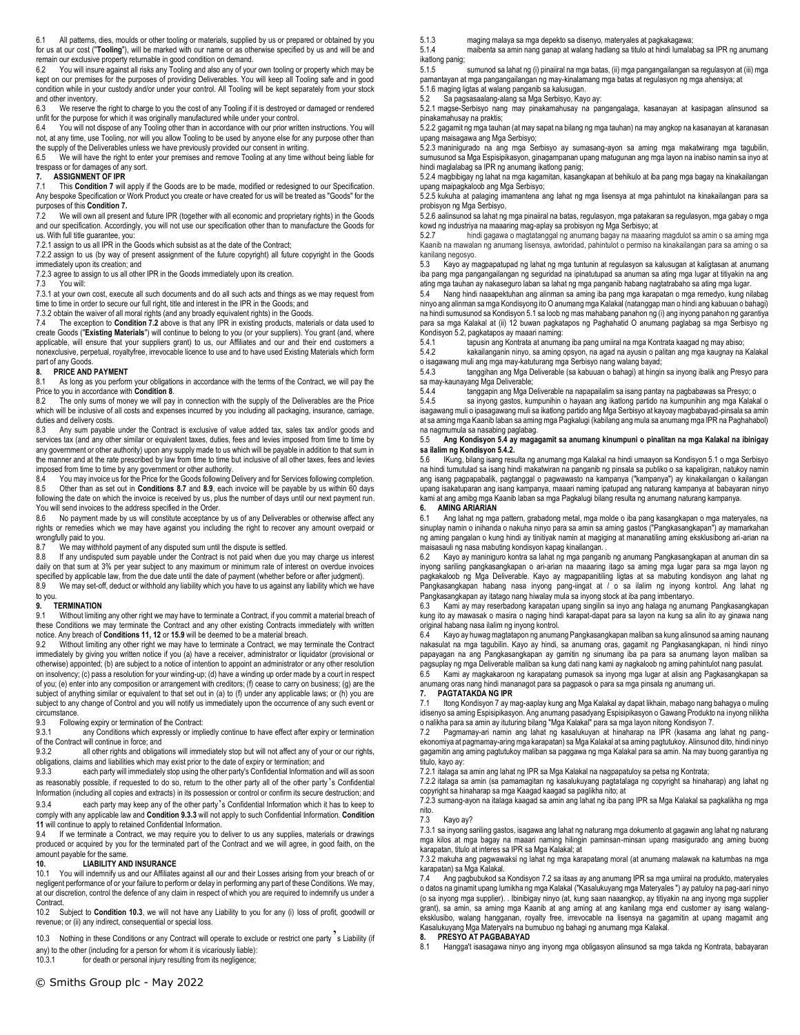6.1 All patterns, dies, moulds or other tooling or materials, supplied by us or prepared or obtained by you for us at our cost ("**Tooling**"), will be marked with our name or as otherwise specified by us and will be and remain our exclusive property returnable in good condition on demand.

6.2 You will insure against all risks any Tooling and also any of your own tooling or property which may be kept on our premises for the purposes of providing Deliverables. You will keep all Tooling safe and in good condition while in your custody and/or under your control. All Tooling will be kept separately from your stock and other inventory.

6.3 We reserve the right to charge to you the cost of any Tooling if it is destroyed or damaged or rendered unfit for the purpose for which it was originally manufactured while under your control.

6.4 You will not dispose of any Tooling other than in accordance with our prior written instructions. You will not, at any time, use Tooling, nor will you allow Tooling to be used by anyone else for any purpose other than the supply of the Deliverables unless we have previously provided our consent in writing.

6.5 We will have the right to enter your premises and remove Tooling at any time without being liable for trespass or for damages of any sort.

**7. ASSIGNMENT OF IPR**

7.1 This **Condition 7** will apply if the Goods are to be made, modified or redesigned to our Specification. Any bespoke Specification or Work Product you create or have created for us will be treated as "Goods" for the purposes of this **Condition 7.**

7.2 We will own all present and future IPR (together with all economic and proprietary rights) in the Goods and our specification. Accordingly, you will not use our specification other than to manufacture the Goods for us. With full title guarantee, you:

7.2.1 assign to us all IPR in the Goods which subsist as at the date of the Contract;

7.2.2 assign to us (by way of present assignment of the future copyright) all future copyright in the Goods immediately upon its creation; and

7.2.3 agree to assign to us all other IPR in the Goods immediately upon its creation.

7.3 You will:

7.3.1 at your own cost, execute all such documents and do all such acts and things as we may request from time to time in order to secure our full right, title and interest in the IPR in the Goods; and

7.3.2 obtain the waiver of all moral rights (and any broadly equivalent rights) in the Goods.

7.4 The exception to **Condition 7.2** above is that any IPR in existing products, materials or data used to create Goods ("**Existing Materials**") will continue to belong to you (or your suppliers). You grant (and, where applicable, will ensure that your suppliers grant) to us, our Affiliates and our and their end customers a nonexclusive, perpetual, royaltyfree, irrevocable licence to use and to have used Existing Materials which form part of any Goods.

**8. PRICE AND PAYMENT**

8.1 As long as you perform your obligations in accordance with the terms of the Contract, we will pay the Price to you in accordance with **Condition 8**.

8.2 The only sums of money we will pay in connection with the supply of the Deliverables are the Price which will be inclusive of all costs and expenses incurred by you including all packaging, insurance, carriage, duties and delivery costs.

8.3 Any sum payable under the Contract is exclusive of value added tax, sales tax and/or goods and services tax (and any other similar or equivalent taxes, duties, fees and levies imposed from time to time by any government or other authority) upon any supply made to us which will be payable in addition to that sum in the manner and at the rate prescribed by law from time to time but inclusive of all other taxes, fees and levies imposed from time to time by any government or other authority.

8.4 You may invoice us for the Price for the Goods following Delivery and for Services following completion.

8.5 Other than as set out in **Conditions 8.7** and **8.9**, each invoice will be payable by us within 60 days following the date on which the invoice is received by us, plus the number of days until our next payment run. You will send invoices to the address specified in the Order.

8.6 No payment made by us will constitute acceptance by us of any Deliverables or otherwise affect any rights or remedies which we may have against you including the right to recover any amount overpaid or wrongfully paid to you.

8.7 We may withhold payment of any disputed sum until the dispute is settled.

8.8 If any undisputed sum payable under the Contract is not paid when due you may charge us interest daily on that sum at 3% per year subject to any maximum or minimum rate of interest on overdue invoices specified by applicable law, from the due date until the date of payment (whether before or after judgment).

8.9 We may set-off, deduct or withhold any liability which you have to us against any liability which we have to you.

**9. TERMINATION**

9.1 Without limiting any other right we may have to terminate a Contract, if you commit a material breach of these Conditions we may terminate the Contract and any other existing Contracts immediately with written notice. Any breach of **Conditions 11, 12** or **15.9** will be deemed to be a material breach.

9.2 Without limiting any other right we may have to terminate a Contract, we may terminate the Contract immediately by giving you written notice if you (a) have a receiver, administrator or liquidator (provisional or otherwise) appointed; (b) are subject to a notice of intention to appoint an administrator or other resolution on insolvency; (c) pass a resolution for your winding-up; (d) have a winding up order made by a court in respect of you; (e) enter into any composition or arrangement with creditors; (f) cease to carry on business; (g) are the subject of anything similar or equivalent to that set out in (a) to (f) under any applicable laws; or (h) you are subject to any change of Control and you will notify us immediately upon the occurrence of any such event or circumstance.

9.3 Following expiry or termination of the Contract:

9.3.1 any Conditions which expressly or impliedly continue to have effect after expiry or termination of the Contract will continue in force; and

9.3.2 all other rights and obligations will immediately stop but will not affect any of your or our rights, obligations, claims and liabilities which may exist prior to the date of expiry or termination; and

9.3.3 each party will immediately stop using the other party's Confidential Information and will as soon as reasonably possible, if requested to do so, return to the other party all of the other party's Confidential Information (including all copies and extracts) in its possession or control or confirm its secure destruction; and

9.3.4 each party may keep any of the other party's Confidential Information which it has to keep to comply with any applicable law and **Condition 9.3.3** will not apply to such Confidential Information. **Condition 11** will continue to apply to retained Confidential Information.

9.4 If we terminate a Contract, we may require you to deliver to us any supplies, materials or drawings produced or acquired by you for the terminated part of the Contract and we will agree, in good faith, on the amount payable for the same.

**10. LIABILITY AND INSURANCE**

10.1 You will indemnify us and our Affiliates against all our and their Losses arising from your breach of or negligent performance of or your failure to perform or delay in performing any part of these Conditions. We may, at our discretion, control the defence of any claim in respect of which you are required to indemnify us under a Contract.

10.2 Subject to **Condition 10.3**, we will not have any Liability to you for any (i) loss of profit, goodwill or revenue; or (ii) any indirect, consequential or special loss.

10.3 Nothing in these Conditions or any Contract will operate to exclude or restrict one party's Liability (if any) to the other (including for a person for whom it is vicariously liable):

10.3.1 for death or personal injury resulting from its negligence;

5.1.3 maging malaya sa mga depekto sa disenyo, materyales at pagkakagawa;

5.1.4 maibenta sa amin nang ganap at walang hadlang sa titulo at hindi lumalabag sa IPR ng anumang ikatlong panig;

5.1.5 sumunod sa lahat ng (i) pinaiiral na mga batas, (ii) mga pangangailangan sa regulasyon at (iii) mga pamantayan at mga pangangailangan ng may-kinalamang mga batas at regulasyon ng mga ahensiya; at

5.1.6 maging ligtas at walang panganib sa kalusugan.

5.2 Sa pagsasaalang-alang sa Mga Serbisyo, Kayo ay:

5.2.1 magse-Serbisyo nang may pinakamahusay na pangangalaga, kasanayan at kasipagan alinsunod sa pinakamahusay na praktis;

5.2.2 gagamit ng mga tauhan (at may sapat na bilang ng mga tauhan) na may angkop na kasanayan at karanasan upang maisagawa ang Mga Serbisyo;

5.2.3 maninigurado na ang mga Serbisyo ay sumasang-ayon sa aming mga makatwirang mga tagubilin, sumusunod sa Mga Espisipikasyon, ginagampanan upang matugunan ang mga layon na inabiso namin sa inyo at hindi maglalabag sa IPR ng anumang ikatlong panig;

5.2.4 magbibigay ng lahat na mga kagamitan, kasangkapan at behikulo at iba pang mga bagay na kinakailangan upang maipagkaloob ang Mga Serbisyo;

5.2.5 kukuha at palaging imamantena ang lahat ng mga lisensya at mga pahintulot na kinakailangan para sa probisyon ng Mga Serbisyo,

5.2.6 aalinsunod sa lahat ng mga pinaiiral na batas, regulasyon, mga patakaran sa regulasyon, mga gabay o mga kowd ng industriya na maaaring mag-aplay sa probisyon ng Mga Serbisyo; at

5.2.7 hindi gagawa o magtatanggal ng anumang bagay na maaaring magdulot sa amin o sa aming mga Kaanib na mawalan ng anumang lisensya, awtoridad, pahintulot o permiso na kinakailangan para sa aming o sa kanilang negosyo.

5.3 Kayo ay magpapatupad ng lahat ng mga tuntunin at regulasyon sa kalusugan at kaligtasan at anumang iba pang mga pangangailangan ng seguridad na ipinatutupad sa anuman sa ating mga lugar at titiyakin na ang ating mga tauhan ay nakaseguro laban sa lahat ng mga panganib habang nagtatrabaho sa ating mga lugar.

5.4 Nang hindi naaapektuhan ang alinman sa aming iba pang mga karapatan o mga remedyo, kung nilabag ninyo ang alinman sa mga Kondisyong ito O anumang mga Kalakal (natanggap man o hindi ang kabuuan o bahagi) na hindi sumusunod sa Kondisyon 5.1 sa loob ng mas mahabang panahon ng (i) ang inyong panahon ng garantiya para sa mga Kalakal at (ii) 12 buwan pagkatapos ng Paghahatid O anumang paglabag sa mga Serbisyo ng Kondisyon 5.2, pagkatapos ay maaari naming:

5.4.1 tapusin ang Kontrata at anumang iba pang umiiral na mga Kontrata kaagad ng may abiso;

5.4.2 kakailanganin ninyo, sa aming opsyon, na agad na ayusin o palitan ang mga kaugnay na Kalakal o isagawang muli ang mga may-katuturang mga Serbisyo nang walang bayad;

5.4.3 tanggihan ang Mga Deliverable (sa kabuuan o bahagi) at hingin sa inyong ibalik ang Presyo para sa may-kaunayang Mga Deliverable;

5.4.4 tanggapin ang Mga Deliverable ne napapailalim sa isang pantay na pagbabawas sa Presyo; o

5.4.5 sa inyong gastos, kumpunihin o hayaan ang ikatlong partido na kumpunihin ang mga Kalakal o isagawang muli o ipasagawang muli sa ikatlong partido ang Mga Serbisyo at kayoay magbabayad-pinsala sa amin at sa aming mga Kaanib laban sa aming mga Pagkalugi (kabilang ang mula sa anumang mga IPR na Paghahabol) na nagmumula sa nasabing paglabag.

**5.5 Ang Kondisyon 5.4 ay magagamit sa anumang kinumpuni o pinalitan na mga Kalakal na ibinigay sa ilalim ng Kondisyon 5.4.2.**

5.6 IKung, bilang isang resulta ng anumang mga Kalakal na hindi umaayon sa Kondisyon 5.1 o mga Serbisyo na hindi tumutulad sa isang hindi makatwiran na panganib ng pinsala sa publiko o sa kapaligiran, natukoy namin ang isang pagpapabalik, pagtanggal o pagwawasto na kampanya ("kampanya") ay kinakailangan o kailangan upang isakatuparan ang isang kampanya, maaari naming ipatupad ang naturang kampanya at babayaran ninyo kami at ang amibg mga Kaanib laban sa mga Pagkalugi bilang resulta ng anumang naturang kampanya.

**6. AMING ARIARIAN**

6.1 Ang lahat ng mga pattern, grabadong metal, mga molde o iba pang kasangkapan o mga materyales, na sinuplay namin o inihanda o nakuha ninyo para sa amin sa aming gastos ("Pangkasangkapan") ay mamarkahan ng aming pangalan o kung hindi ay tinitiyak namin at magiging at mananatiling aming eksklusibong ari-arian na maisasauli ng nasa mabuting kondisyon kapag kinailangan. .

6.2 Kayo ay maniniguro kontra sa lahat ng mga panganib ng anumang Pangkasangkapan at anuman din sa inyong sariling pangkasangkapan o ari-arian na maaaring itago sa aming mga lugar para sa mga layon ng pagkakaloob ng Mga Deliverable. Kayo ay magpapanitiling ligtas at sa mabuting kondisyon ang lahat ng Pangkasangkapan habang nasa inyong pang-iingat at / o sa ilalim ng inyong kontrol. Ang lahat ng Pangkasangkapan ay itatago nang hiwalay mula sa inyong stock at iba pang imbentaryo.

6.3 Kami ay may reserbadong karapatan upang singilin sa inyo ang halaga ng anumang Pangkasangkapan kung ito ay mawasak o masira o naging hindi karapat-dapat para sa layon na kung sa alin ito ay ginawa nang original habang nasa ilalim ng inyong kontrol.

6.4 Kayo ay huwag magtatapon ng anumang Pangkasangkapan maliban sa kung alinsunod sa aming naunang nakasulat na mga tagubilin. Kayo ay hindi, sa anumang oras, gagamit ng Pangkasangkapan, ni hindi ninyo papayagan na ang Pangkasangkapan ay gamitin ng sinumang iba pa para sa anumang layon maliban sa pagsuplay ng mga Deliverable maliban sa kung dati nang kami ay nagkaloob ng aming pahintulot nang pasulat.

6.5 Kami ay magkakaroon ng karapatang pumasok sa inyong mga lugar at alisin ang Pagkasangkapan sa anumang oras nang hindi mananagot para sa pagpasok o para sa mga pinsala ng anumang uri.

**7. PAGTATAKDA NG IPR**

7.1 Itong Kondisyon 7 ay mag-aaplay kung ang Mga Kalakal ay dapat likhain, mabago nang bahagya o muling idisenyo sa aming Espisipikasyon. Ang anumang pasadyang Espisipikasyon o Gawang Produkto na inyong nilikha o nalikha para sa amin ay ituturing bilang "Mga Kalakal" para sa mga layon nitong Kondisyon 7.

7.2 Pagmamay-ari namin ang lahat ng kasalukuyan at hinaharap na IPR (kasama ang lahat ng pang-ekonomiya at pagmamay-aring mga karapatan) sa Mga Kalakal at sa aming pagtutukoy. Alinsunod dito, hindi ninyo gagamitin ang aming pagtutukoy maliban sa paggawa ng mga Kalakal para sa amin. Na may buong garantiya ng titulo, kayo ay:

7.2.1 italaga sa amin ang lahat ng IPR sa Mga Kalakal na nagpapatuloy sa petsa ng Kontrata;

7.2.2 italaga sa amin (sa pamamagitan ng kasalukuyang pagtatalaga ng copyright sa hinaharap) ang lahat ng copyright sa hinaharap sa mga Kaagad kaagad sa paglikha nito; at

7.2.3 sumang-ayon na italaga kaagad sa amin ang lahat ng iba pang IPR sa Mga Kalakal sa pagkalikha ng mga nito.

7.3 Kayo ay?

7.3.1 sa inyong sariling gastos, isagawa ang lahat ng naturang mga dokumento at gagawin ang lahat ng naturang mga kilos at mga bagay na maaari naming hilingin paminsan-minsan upang masigurado ang aming buong karapatan, titulo at interes sa IPR sa Mga Kalakal; at

7.3.2 makuha ang pagwawaksi ng lahat ng mga karapatang moral (at anumang malawak na katumbas na mga karapatan) sa Mga Kalakal.

7.4 Ang pagbubukod sa Kondisyon 7.2 sa itaas ay ang anumang IPR sa mga umiiral na produkto, materyales o datos na ginamit upang lumikha ng mga Kalakal ("Kasalukuyang mga Materyales ") ay patuloy na pag-aari ninyo (o sa inyong mga supplier). . Ibinibigay ninyo (at, kung saan naaangkop, ay titiyakin na ang inyong mga supplier grant), sa amin, sa aming mga Kaanib at ang aming at ang kanilang mga end customer ay isang walang-eksklusibo, walang hangganan, royalty free, irrevocable na lisensya na gagamitin at upang magamit ang Kasalukuyang Mga Materyalrs na bumubuo ng bahagi ng anumang mga Kalakal.

**8. PRESYO AT PAGBABAYAD**

8.1 Hangga't isasagawa ninyo ang inyong mga obligasyon alinsunod sa mga takda ng Kontrata, babayaran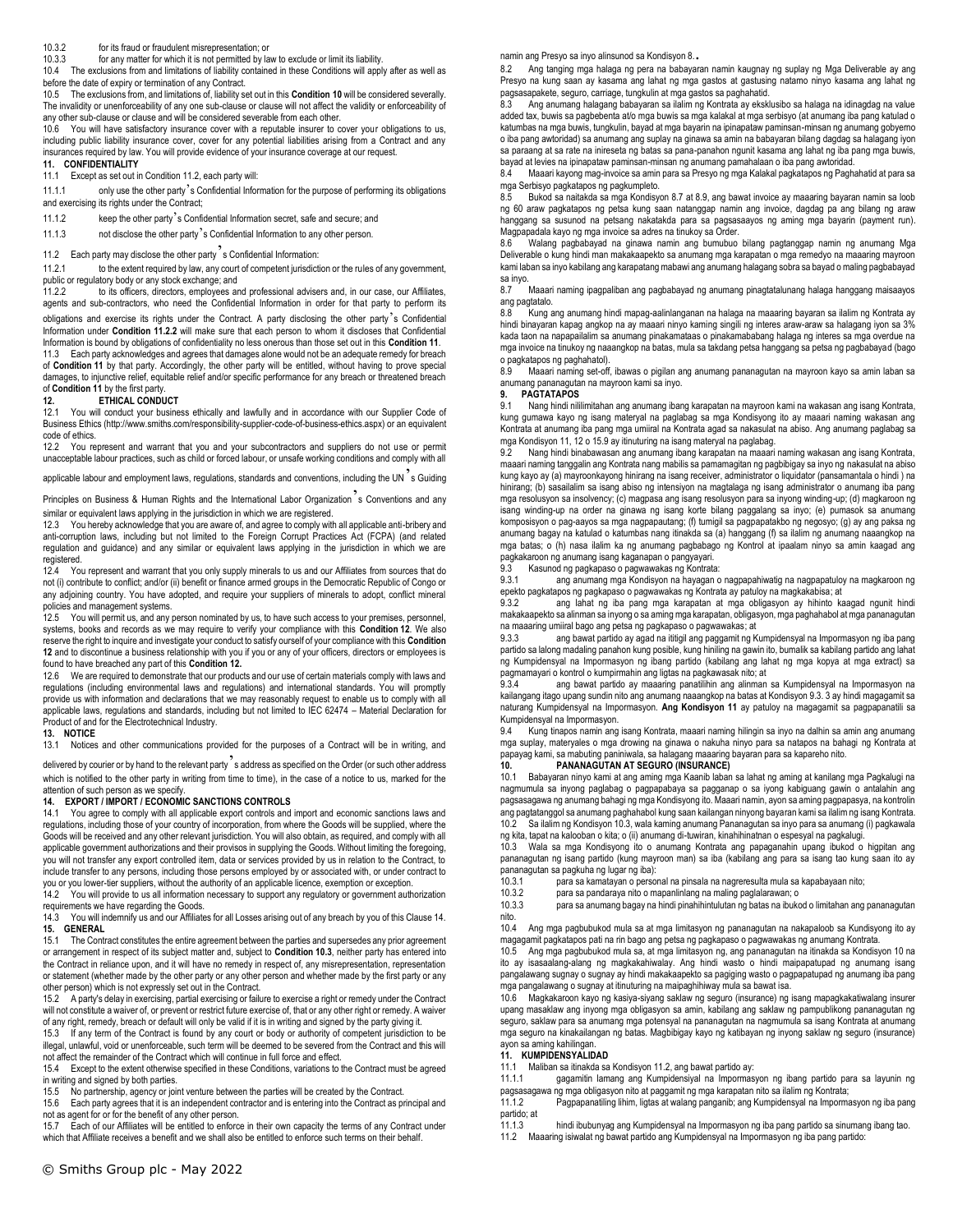10.3.2 for its fraud or fraudulent misrepresentation; or

10.3.3 for any matter for which it is not permitted by law to exclude or limit its liability.

10.4 The exclusions from and limitations of liability contained in these Conditions will apply after as well as before the date of expiry or termination of any Contract.

10.5 The exclusions from, and limitations of, liability set out in this **Condition 10** will be considered severally. The invalidity or unenforceability of any one sub-clause or clause will not affect the validity or enforceability of any other sub-clause or clause and will be considered severable from each other.

10.6 You will have satisfactory insurance cover with a reputable insurer to cover your obligations to us, including public liability insurance cover, cover for any potential liabilities arising from a Contract and any insurances required by law. You will provide evidence of your insurance coverage at our request.

**11. CONFIDENTIALITY**

11.1 Except as set out in Condition 11.2, each party will:

11.1.1 only use the other party's Confidential Information for the purpose of performing its obligations and exercising its rights under the Contract;

11.1.2 keep the other party's Confidential Information secret, safe and secure; and

11.1.3 not disclose the other party's Confidential Information to any other person.

11.2 Each party may disclose the other party's Confidential Information:

11.2.1 to the extent required by law, any court of competent jurisdiction or the rules of any government, public or regulatory body or any stock exchange; and

11.2.2 to its officers, directors, employees and professional advisers and, in our case, our Affiliates, agents and sub-contractors, who need the Confidential Information in order for that party to perform its obligations and exercise its rights under the Contract. A party disclosing the other party's Confidential Information under **Condition 11.2.2** will make sure that each person to whom it discloses that Confidential Information is bound by obligations of confidentiality no less onerous than those set out in this **Condition 11**.

11.3 Each party acknowledges and agrees that damages alone would not be an adequate remedy for breach of **Condition 11** by that party. Accordingly, the other party will be entitled, without having to prove special damages, to injunctive relief, equitable relief and/or specific performance for any breach or threatened breach of **Condition 11** by the first party.

**12. ETHICAL CONDUCT**

12.1 You will conduct your business ethically and lawfully and in accordance with our Supplier Code of Business Ethics (http://www.smiths.com/responsibility-supplier-code-of-business-ethics.aspx) or an equivalent code of ethics.

12.2 You represent and warrant that you and your subcontractors and suppliers do not use or permit unacceptable labour practices, such as child or forced labour, or unsafe working conditions and comply with all applicable labour and employment laws, regulations, standards and conventions, including the UN's Guiding Principles on Business & Human Rights and the International Labor Organization's Conventions and any similar or equivalent laws applying in the jurisdiction in which we are registered.

12.3 You hereby acknowledge that you are aware of, and agree to comply with all applicable anti-bribery and anti-corruption laws, including but not limited to the Foreign Corrupt Practices Act (FCPA) (and related regulation and guidance) and any similar or equivalent laws applying in the jurisdiction in which we are registered.

12.4 You represent and warrant that you only supply minerals to us and our Affiliates from sources that do not (i) contribute to conflict; and/or (ii) benefit or finance armed groups in the Democratic Republic of Congo or any adjoining country. You have adopted, and require your suppliers of minerals to adopt, conflict mineral policies and management systems.

12.5 You will permit us, and any person nominated by us, to have such access to your premises, personnel, systems, books and records as we may require to verify your compliance with this **Condition 12**. We also reserve the right to inquire and investigate your conduct to satisfy ourself of your compliance with this **Condition 12** and to discontinue a business relationship with you if you or any of your officers, directors or employees is found to have breached any part of this **Condition 12.**

12.6 We are required to demonstrate that our products and our use of certain materials comply with laws and regulations (including environmental laws and regulations) and international standards. You will promptly provide us with information and declarations that we may reasonably request to enable us to comply with all applicable laws, regulations and standards, including but not limited to IEC 62474 – Material Declaration for Product of and for the Electrotechnical Industry.

**13. NOTICE**

13.1 Notices and other communications provided for the purposes of a Contract will be in writing, and delivered by courier or by hand to the relevant party's address as specified on the Order (or such other address which is notified to the other party in writing from time to time), in the case of a notice to us, marked for the attention of such person as we specify.

**14. EXPORT / IMPORT / ECONOMIC SANCTIONS CONTROLS**

14.1 You agree to comply with all applicable export controls and import and economic sanctions laws and regulations, including those of your country of incorporation, from where the Goods will be supplied, where the Goods will be received and any other relevant jurisdiction. You will also obtain, as required, and comply with all applicable government authorizations and their provisos in supplying the Goods. Without limiting the foregoing, you will not transfer any export controlled item, data or services provided by us in relation to the Contract, to include transfer to any persons, including those persons employed by or associated with, or under contract to you or you lower-tier suppliers, without the authority of an applicable licence, exemption or exception.

14.2 You will provide to us all information necessary to support any regulatory or government authorization requirements we have regarding the Goods.

14.3 You will indemnify us and our Affiliates for all Losses arising out of any breach by you of this Clause 14.

**15. GENERAL**

15.1 The Contract constitutes the entire agreement between the parties and supersedes any prior agreement or arrangement in respect of its subject matter and, subject to **Condition 10.3**, neither party has entered into the Contract in reliance upon, and it will have no remedy in respect of, any misrepresentation, representation or statement (whether made by the other party or any other person and whether made by the first party or any other person) which is not expressly set out in the Contract.

15.2 A party's delay in exercising, partial exercising or failure to exercise a right or remedy under the Contract will not constitute a waiver of, or prevent or restrict future exercise of, that or any other right or remedy. A waiver of any right, remedy, breach or default will only be valid if it is in writing and signed by the party giving it.

15.3 If any term of the Contract is found by any court or body or authority of competent jurisdiction to be illegal, unlawful, void or unenforceable, such term will be deemed to be severed from the Contract and this will not affect the remainder of the Contract which will continue in full force and effect.

15.4 Except to the extent otherwise specified in these Conditions, variations to the Contract must be agreed in writing and signed by both parties.

15.5 No partnership, agency or joint venture between the parties will be created by the Contract.

15.6 Each party agrees that it is an independent contractor and is entering into the Contract as principal and not as agent for or for the benefit of any other person.

15.7 Each of our Affiliates will be entitled to enforce in their own capacity the terms of any Contract under which that Affiliate receives a benefit and we shall also be entitled to enforce such terms on their behalf.

namin ang Presyo sa inyo alinsunod sa Kondisyon 8.

8.2 Ang tanging mga halaga ng pera na babayaran namin kaugnay ng suplay ng Mga Deliverable ay ang Presyo na kung saan ay kasama ang lahat ng mga gastos at gastusing natamo ninyo kasama ang lahat ng pagsasapakete, seguro, carriage, tungkulin at mga gastos sa paghahatid.

8.3 Ang anumang halagang babayaran sa ilalim ng Kontrata ay eksklusibo sa halaga na idinagdag na value added tax, buwis sa pagbebenta at/o mga buwis sa mga kalakal at mga serbisyo (at anumang iba pang katulad o katumbas na mga buwis, tungkulin, bayad at mga bayarin na ipinapataw paminsan-minsan ng anumang gobyerno o iba pang awtoridad) sa anumang ang suplay na ginawa sa amin na babayaran bilang dagdag sa halagang iyon sa paraang at sa rate na inireseta ng batas sa pana-panahon ngunit kasama ang lahat ng iba pang mga buwis, bayad at levies na ipinapataw paminsan-minsan ng anumang pamahalaan o iba pang awtoridad.

8.4 Maaari kayong mag-invoice sa amin para sa Presyo ng mga Kalakal pagkatapos ng Paghahatid at para sa mga Serbisyo pagkatapos ng pagkumpleto.

8.5 Bukod sa naitakda sa mga Kondisyon 8.7 at 8.9, ang bawat invoice ay maaaring bayaran namin sa loob ng 60 araw pagkatapos ng petsa kung saan natanggap namin ang invoice, dagdag pa ang bilang ng araw hanggang sa susunod na petsang nakatakda para sa pagsasaayos ng aming mga bayarin (payment run). Magpapadala kayo ng mga invoice sa adres na tinukoy sa Order.

8.6 Walang pagbabayad na ginawa namin ang bumubuo bilang pagtanggap namin ng anumang Mga Deliverable o kung hindi man makakaapekto sa anumang mga karapatan o mga remedyo na maaaring mayroon kami laban sa inyo kabilang ang karapatang mabawi ang anumang halagang sobra sa bayad o maling pagbabayad sa inyo.

8.7 Maaari naming ipagpaliban ang pagbabayad ng anumang pinagtatalunang halaga hanggang maisaayos ang pagtatalo.

8.8 Kung ang anumang hindi mapag-aalinlanganan na halaga na maaaring bayaran sa ilalim ng Kontrata ay hindi binayaran kapag angkop na ay maaari ninyo kaming singilin ng interes araw-araw sa halagang iyon sa 3% kada taon na napapailalim sa anumang pinakamataas o pinakamababang halaga ng interes sa mga overdue na mga invoice na tinukoy ng naaangkop na batas, mula sa takdang petsa hanggang sa petsa ng pagbabayad (bago o pagkatapos ng paghahatol).

8.9 Maaari naming set-off, ibawas o pigilan ang anumang pananagutan na mayroon kayo sa amin laban sa anumang pananagutan na mayroon kami sa inyo.

**9. PAGTATAPOS**

9.1 Nang hindi nililimitahan ang anumang ibang karapatan na mayroon kami na wakasan ang isang Kontrata, kung gumawa kayo ng isang materyal na paglabag sa mga Kondisyong ito ay maaari naming wakasan ang Kontrata at anumang iba pang mga umiiral na Kontrata agad sa nakasulat na abiso. Ang anumang paglabag sa mga Kondisyon 11, 12 o 15.9 ay itinuturing na isang materyal na paglabag.

9.2 Nang hindi binabawasan ang anumang ibang karapatan na maaari naming wakasan ang isang Kontrata, maaari naming tanggalin ang Kontrata nang mabilis sa pamamagitan ng pagbibigay sa inyo ng nakasulat na abiso kung kayo ay (a) mayroonkayong hinirang na isang receiver, administrator o liquidator (pansamantala o hindi ) na hinirang; (b) sasailalim sa isang abiso ng intensiyon na magtalaga ng isang administrator o anumang iba pang mga resolusyon sa insolvency; (c) magpasa ang isang resolusyon para sa inyong winding-up; (d) magkaroon ng isang winding-up na order na ginawa ng isang korte bilang paggalang sa inyo; (e) pumasok sa anumang komposisyon o pag-aayos sa mga nagpapautang; (f) tumigil sa pagpapatakbo ng negosyo; (g) ay ang paksa ng anumang bagay na katulad o katumbas nang itinakda sa (a) hanggang (f) sa ilalim ng anumang naaangkop na mga batas; o (h) nasa ilalim ka ng anumang pagbabago ng Kontrol at ipaalam ninyo sa amin kaagad ang pagkakaroon ng anumang isang kaganapan o pangyayari.

9.3 Kasunod ng pagkapaso o pagwawakas ng Kontrata:

9.3.1 ang anumang mga Kondisyon na hayagan o nagpapahiwatig na nagpapatuloy na magkaroon ng epekto pagkatapos ng pagkapaso o pagwawakas ng Kontrata ay patuloy na magkakabisa; at

9.3.2 ang lahat ng iba pang mga karapatan at mga obligasyon ay hihinto kaagad ngunit hindi makakaapekto sa alinman sa inyong o sa aming mga karapatan, obligasyon, mga paghahabol at mga pananagutan na maaaring umiiral bago ang petsa ng pagkapaso o pagwawakas; at

9.3.3 ang bawat partido ay agad na ititigil ang paggamit ng Kumpidensyal na Impormasyon ng iba pang partido sa lalong madaling panahon kung posible, kung hiniling na gawin ito, bumalik sa kabilang partido ang lahat ng Kumpidensyal na Impormasyon ng ibang partido (kabilang ang lahat ng mga kopya at mga extract) sa pagmamayari o kontrol o kumpirmahin ang ligtas na pagkawasak nito; at

9.3.4 ang bawat partido ay maaaring panatilihin ang alinman sa Kumpidensyal na Impormasyon na kailangang itago upang sundin nito ang anumang naaangkop na batas at Kondisyon 9.3. 3 ay hindi magagamit sa naturang Kumpidensyal na Impormasyon. **Ang Kondisyon 11** ay patuloy na magagamit sa pagpapanatili sa Kumpidensyal na Impormasyon.

9.4 Kung tinapos namin ang isang Kontrata, maaari naming hilingin sa inyo na dalhin sa amin ang anumang mga suplay, materyales o mga drowing na ginawa o nakuha ninyo para sa natapos na bahagi ng Kontrata at papayag kami, sa mabuting paniniwala, sa halagang maaaring bayaran para sa kapareho nito.

**10. PANANAGUTAN AT SEGURO (INSURANCE)**

10.1 Babayaran ninyo kami at ang aming mga Kaanib laban sa lahat ng aming at kanilang mga Pagkalugi na nagmumula sa inyong paglabag o pagpapabaya sa pagganap o sa iyong kabiguang gawin o antalahin ang pagsasagawa ng anumang bahagi ng mga Kondisyong ito. Maaari namin, ayon sa aming pagpapasya, na kontrolin ang pagtatanggol sa anumang paghahabol kung saan kailangan ninyong bayaran kami sa ilalim ng isang Kontrata.

10.2 Sa ilalim ng Kondisyon 10.3, wala kaming anumang Pananagutan sa inyo para sa anumang (i) pagkawala ng kita, tapat na kalooban o kita; o (ii) anumang di-tuwiran, kinahihinatnan o espesyal na pagkalugi.

10.3 Wala sa mga Kondisyong ito o anumang Kontrata ang papaganahin upang ibukod o higpitan ang pananagutan ng isang partido (kung mayroon man) sa iba (kabilang ang para sa isang tao kung saan ito ay pananagutan sa pagkuha ng lugar ng iba):

10.3.1 para sa kamatayan o personal na pinsala na nagreresulta mula sa kapabayaan nito;

10.3.2 para sa pandaraya nito o mapanlinlang na maling paglalarawan; o

10.3.3 para sa anumang bagay na hindi pinahihintulutan ng batas na ibukod o limitahan ang pananagutan nito.

10.4 Ang mga pagbubukod mula sa at mga limitasyon ng pananagutan na nakapaloob sa Kundisyong ito ay magagamit pagkatapos pati na rin bago ang petsa ng pagkapaso o pagwawakas ng anumang Kontrata.

10.5 Ang mga pagbubukod mula sa, at mga limitasyon ng, ang pananagutan na itinakda sa Kondisyon 10 na ito ay isasaalang-alang ng magkakahiwalay. Ang hindi wasto o hindi maipapatupad ng anumang isang pangalawang sugnay o sugnay ay hindi makakaapekto sa pagiging wasto o pagpapatupad ng anumang iba pang mga pangalawang o sugnay at itinuturing na maipaghihiway mula sa bawat isa.

10.6 Magkakaroon kayo ng kasiya-siyang saklaw ng seguro (insurance) ng isang mapagkakatiwalang insurer upang masaklaw ang inyong mga obligasyon sa amin, kabilang ang saklaw ng pampublikong pananagutan ng seguro, saklaw para sa anumang mga potensyal na pananagutan na nagmumula sa isang Kontrata at anumang mga seguro na kinakailangan ng batas. Magbibigay kayo ng katibayan ng inyong saklaw ng seguro (insurance) ayon sa aming kahilingan.

**11. KUMPIDENSYALIDAD**

11.1 Maliban sa itinakda sa Kondisyon 11.2, ang bawat partido ay:

11.1.1 gagamitin lamang ang Kumpidensiyal na Impormasyon ng ibang partido para sa layunin ng pagsasagawa ng mga obligasyon nito at paggamit ng mga karapatan nito sa ilalim ng Kontrata;

11.1.2 Pagpapanatiling lihim, ligtas at walang panganib; ang Kumpidensyal na Impormasyon ng iba pang partido; at

11.1.3 hindi ibubunyag ang Kumpidensyal na Impormasyon ng iba pang partido sa sinumang ibang tao.

11.2 Maaaring isiwalat ng bawat partido ang Kumpidensyal na Impormasyon ng iba pang partido: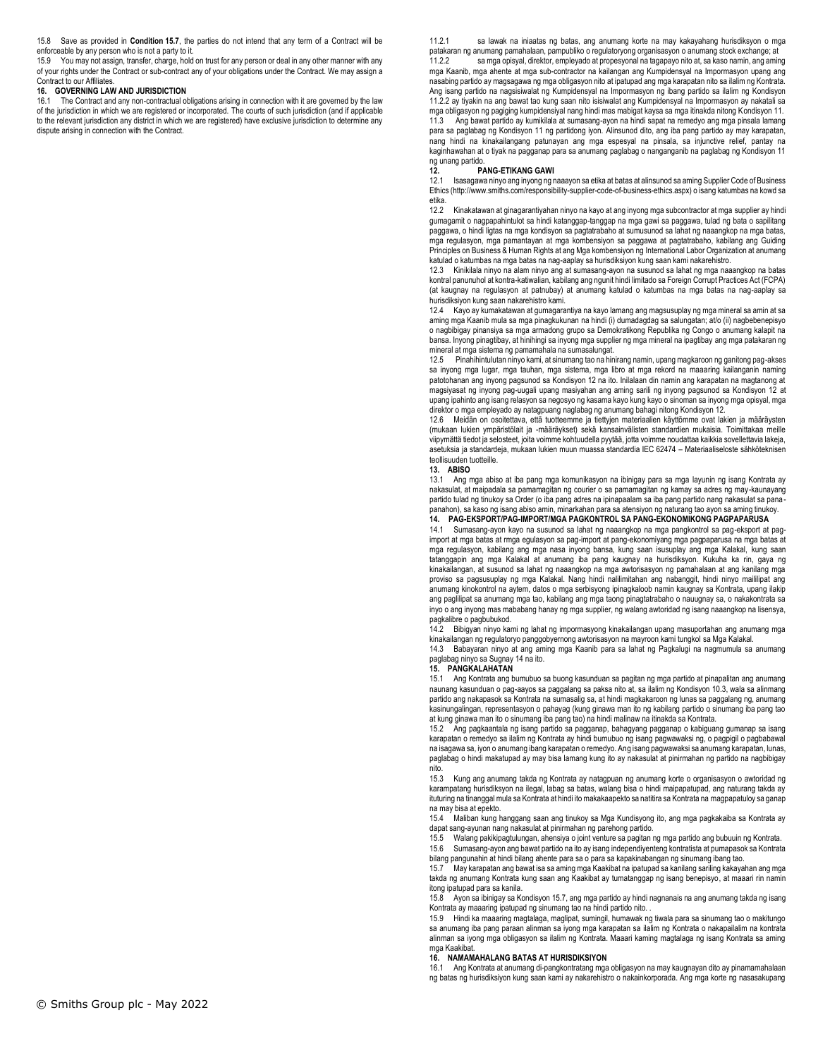15.8 Save as provided in **Condition 15.7**, the parties do not intend that any term of a Contract will be enforceable by any person who is not a party to it.

15.9 You may not assign, transfer, charge, hold on trust for any person or deal in any other manner with any of your rights under the Contract or sub-contract any of your obligations under the Contract. We may assign a Contract to our Affiliates.

## 16. GOVERNING LAW AND JURISDICTION

16.1 The Contract and any non-contractual obligations arising in connection with it are governed by the law of the jurisdiction in which we are registered or incorporated. The courts of such jurisdiction (and if applicable to the relevant jurisdiction any district in which we are registered) have exclusive jurisdiction to determine any dispute arising in connection with the Contract.

11.2.1 sa lawak na iniaatas ng batas, ang anumang korte na may kakayahang hurisdiksyon o mga patakaran ng anumang pamahalaan, pampubliko o regulatoryong organisasyon o anumang stock exchange; at

11.2.2 sa mga opisyal, direktor, empleyado at propesyonal na tagapayo nito at, sa kaso namin, ang aming mga Kaanib, mga ahente at mga sub-contractor na kailangan ang Kumpidensyal na Impormasyon upang ang nasabing partido ay magsagawa ng mga obligasyon nito at ipatupad ang mga karapatan nito sa ilalim ng Kontrata. Ang isang partido na nagsisiwalat ng Kumpidensyal na Impormasyon ng ibang partido sa ilalim ng Kondisyon 11.2.2 ay tiyakin na ang bawat tao kung saan nito isisiwalat ang Kumpidensyal na Impormasyon ay nakatali sa mga obligasyon ng pagiging kumpidensiyal nang hindi mas mabigat kaysa sa mga itinakda nitong Kondisyon 11.

11.3 Ang bawat partido ay kumikilala at sumasang-ayon na hindi sapat na remedyo ang mga pinsala lamang para sa paglabag ng Kondisyon 11 ng partidong iyon. Alinsunod dito, ang iba pang partido ay may karapatan, nang hindi na kinakailangang patunayan ang mga espesyal na pinsala, sa injunctive relief, pantay na kaginhawahan at o tiyak na pagganap para sa anumang paglabag o nanganganib na paglabag ng Kondisyon 11 ng unang partido.

## 12. PANG-ETIKANG GAWI

12.1 Isasagawa ninyo ang inyong ng naaayon sa etika at batas at alinsunod sa aming Supplier Code of Business Ethics (http://www.smiths.com/responsibility-supplier-code-of-business-ethics.aspx) o isang katumbas na kowd sa etika.

12.2 Kinakatawan at ginagarantiyahan ninyo na kayo at ang inyong mga subcontractor at mga supplier ay hindi gumagamit o nagpapahintulot sa hindi katanggap-tanggap na mga gawi sa paggawa, tulad ng bata o sapilitang paggawa, o hindi ligtas na mga kondisyon sa pagtatrabaho at sumusunod sa lahat ng naaangkop na mga batas, mga regulasyon, mga pamantayan at mga kombensiyon sa paggawa at pagtatrabaho, kabilang ang Guiding Principles on Business & Human Rights at ang Mga kombensiyon ng International Labor Organization at anumang katulad o katumbas na mga batas na nag-aaplay sa hurisdiksiyon kung saan kami nakarehistro.

12.3 Kinikilala ninyo na alam ninyo ang at sumasang-ayon na susunod sa lahat ng naaangkop na batas kontral panunuhol at kontra-katiwalian, kabilang ang ngunit hindi limitado sa Foreign Corrupt Practices Act (FCPA) (at kaugnay na regulasyon at patnubay) at anumang katulad o katumbas na mga batas na nag-aaplay sa hurisdiksiyon kung saan nakarehistro kami.

12.4 Kayo ay kumakatawan at gumagarantiya na kayo lamang ang magsusuplay ng mga mineral sa amin at sa aming mga Kaanib mula sa mga pinagkukunan na hindi (i) dumadagdag sa salungatan; at/o (ii) nagbebenepisyo o nagbibigay pinansiya sa mga armadong grupo sa Demokratikong Republika ng Congo o anumang kalapit na bansa. Inyong pinagtibay, at hinihingi sa inyong mga supplier ng mga mineral na ipagtibay ang mga patakaran ng mineral at mga sistema ng pamamahala na sumasalungat.

12.5 Pinahihintulutan ninyo kami, at sinumang tao na hinirang namin, upang magkaroon ng ganitong pag-akses sa inyong mga lugar, mga tauhan, mga sistema, mga libro at mga rekord na maaaring kailanganin naming patotohanan ang inyong pagsunod sa Kondisyon 12 na ito. Inilalaan din namin ang karapatan na magtanong at magsiyasat ng inyong pag-uugali upang masiyahan ang aming sarili ng inyong pagsunod sa Kondisyon 12 at upang ipahinto ang isang relasyon sa negosyo ng kasama kayo kung kayo o sinoman sa inyong mga opisyal, mga direktor o mga empleyado ay natagpuang naglabag ng anumang bahagi nitong Kondisyon 12.

12.6 Meidän on osoitettava, että tuotteemme ja tiettyjen materiaalien käyttömme ovat lakien ja määräysten (mukaan lukien ympäristölait ja -määräykset) sekä kansainvälisten standardien mukaisia. Toimittakaa meille viipymättä tiedot ja selosteet, joita voimme kohtuudella pyytää, jotta voimme noudattaa kaikkia sovellettavia lakeja, asetuksia ja standardeja, mukaan lukien muun muassa standardia IEC 62474 – Materiaaliseloste sähköteknisen teollisuuden tuotteille.

## 13. ABISO

13.1 Ang mga abiso at iba pang mga komunikasyon na ibinigay para sa mga layunin ng isang Kontrata ay nakasulat, at maipadala sa pamamagitan ng courier o sa pamamagitan ng kamay sa adres ng may-kaunayang partido tulad ng tinukoy sa Order (o iba pang adres na ipinapaalam sa iba pang partido nang nakasulat sa pana-panahon), sa kaso ng isang abiso amin, minarkahan para sa atensiyon ng naturang tao ayon sa aming tinukoy.

## 14. PAG-EKSPORT/PAG-IMPORT/MGA PAGKONTROL SA PANG-EKONOMIKONG PAGPAPARUSA

14.1 Sumasang-ayon kayo na susunod sa lahat ng naaangkop na mga pangkontrol sa pag-eksport at pag-import at mga batas at rmga egulasyon sa pag-import at pang-ekonomiyang mga pagpaparusa na mga batas at mga regulasyon, kabilang ang mga nasa inyong bansa, kung saan isusuplay ang mga Kalakal, kung saan tatanggapin ang mga Kalakal at anumang iba pang kaugnay na hurisdiksyon. Kukuha ka rin, gaya ng kinakailangan, at susunod sa lahat ng naaangkop na mga awtorisasyon ng pamahalaan at ang kanilang mga proviso sa pagsusuplay ng mga Kalakal. Nang hindi nalilimitahan ang nabanggit, hindi ninyo maililipat ang anumang kinokontrol na aytem, datos o mga serbisyong ipinagkaloob namin kaugnay sa Kontrata, upang ilakip ang paglilipat sa anumang mga tao, kabilang ang mga taong pinagtatrabaho o nauugnay sa, o nakakontrata sa inyo o ang inyong mas mababang hanay ng mga supplier, ng walang awtoridad ng isang naaangkop na lisensya, pagkalibre o pagbubukod.

14.2 Bibigyan ninyo kami ng lahat ng impormasyong kinakailangan upang masuportahan ang anumang mga kinakailangan ng regulatoryo panggobyernong awtorisasyon na mayroon kami tungkol sa Mga Kalakal.

14.3 Babayaran ninyo at ang aming mga Kaanib para sa lahat ng Pagkalugi na nagmumula sa anumang paglabag ninyo sa Sugnay 14 na ito.

## 15. PANGKALAHATAN

15.1 Ang Kontrata ang bumubuo sa buong kasunduan sa pagitan ng mga partido at pinapalitan ang anumang naunang kasunduan o pag-aayos sa paggalang sa paksa nito at, sa ilalim ng Kondisyon 10.3, wala sa alinmang partido ang nakapasok sa Kontrata na sumasalig sa, at hindi magkakaroon ng lunas sa paggalang ng, anumang kasinungalingan, representasyon o pahayag (kung ginawa man ito ng kabilang partido o sinumang iba pang tao at kung ginawa man ito o sinumang iba pang tao) na hindi malinaw na itinakda sa Kontrata.

15.2 Ang pagkaantala ng isang partido sa pagganap, bahagyang pagganap o kabiguang gumanap sa isang karapatan o remedyo sa ilalim ng Kontrata ay hindi bumubuo ng isang pagwawaksi ng, o pagpigil o pagbabawal na isagawa sa, iyon o anumang ibang karapatan o remedyo. Ang isang pagwawaksi sa anumang karapatan, lunas, paglabag o hindi makatupad ay may bisa lamang kung ito ay nakasulat at pinirmahan ng partido na nagbibigay nito.

15.3 Kung ang anumang takda ng Kontrata ay natagpuan ng anumang korte o organisasyon o awtoridad ng karampatang hurisdiksyon na ilegal, labag sa batas, walang bisa o hindi maipapatupad, ang naturang takda ay ituturing na tinanggal mula sa Kontrata at hindi ito makakaapekto sa natitira sa Kontrata na magpapatuloy sa ganap na may bisa at epekto.

15.4 Maliban kung hanggang saan ang tinukoy sa Mga Kundisyong ito, ang mga pagkakaiba sa Kontrata ay dapat sang-ayunan nang nakasulat at pinirmahan ng parehong partido.

15.5 Walang pakikipagtulungan, ahensiya o joint venture sa pagitan ng mga partido ang bubuuin ng Kontrata.

15.6 Sumasang-ayon ang bawat partido na ito ay isang independiyenteng kontratista at pumapasok sa Kontrata bilang pangunahin at hindi bilang ahente para sa o para sa kapakinabangan ng sinumang ibang tao.

15.7 May karapatan ang bawat isa sa aming mga Kaakibat na ipatupad sa kanilang sariling kakayahan ang mga takda ng anumang Kontrata kung saan ang Kaakibat ay tumatanggap ng isang benepisyo, at maaari rin namin itong ipatupad para sa kanila.

15.8 Ayon sa ibinigay sa Kondisyon 15.7, ang mga partido ay hindi nagnanais na ang anumang takda ng isang Kontrata ay maaaring ipatupad ng sinumang tao na hindi partido nito. .

15.9 Hindi ka maaaring magtalaga, maglipat, sumingil, humawak ng tiwala para sa sinumang tao o makitungo sa anumang iba pang paraan alinman sa iyong mga karapatan sa ilalim ng Kontrata o nakapailalim na kontrata alinman sa iyong mga obligasyon sa ilalim ng Kontrata. Maaari kaming magtalaga ng isang Kontrata sa aming mga Kaakibat.

## 16. NAMAMAHALANG BATAS AT HURISDIKSIYON

16.1 Ang Kontrata at anumang di-pangkontratang mga obligasyon na may kaugnayan dito ay pinamamahalaan ng batas ng hurisdiksiyon kung saan kami ay nakarehistro o nakainkorporada. Ang mga korte ng nasasakupang

© Smiths Group plc - May 2022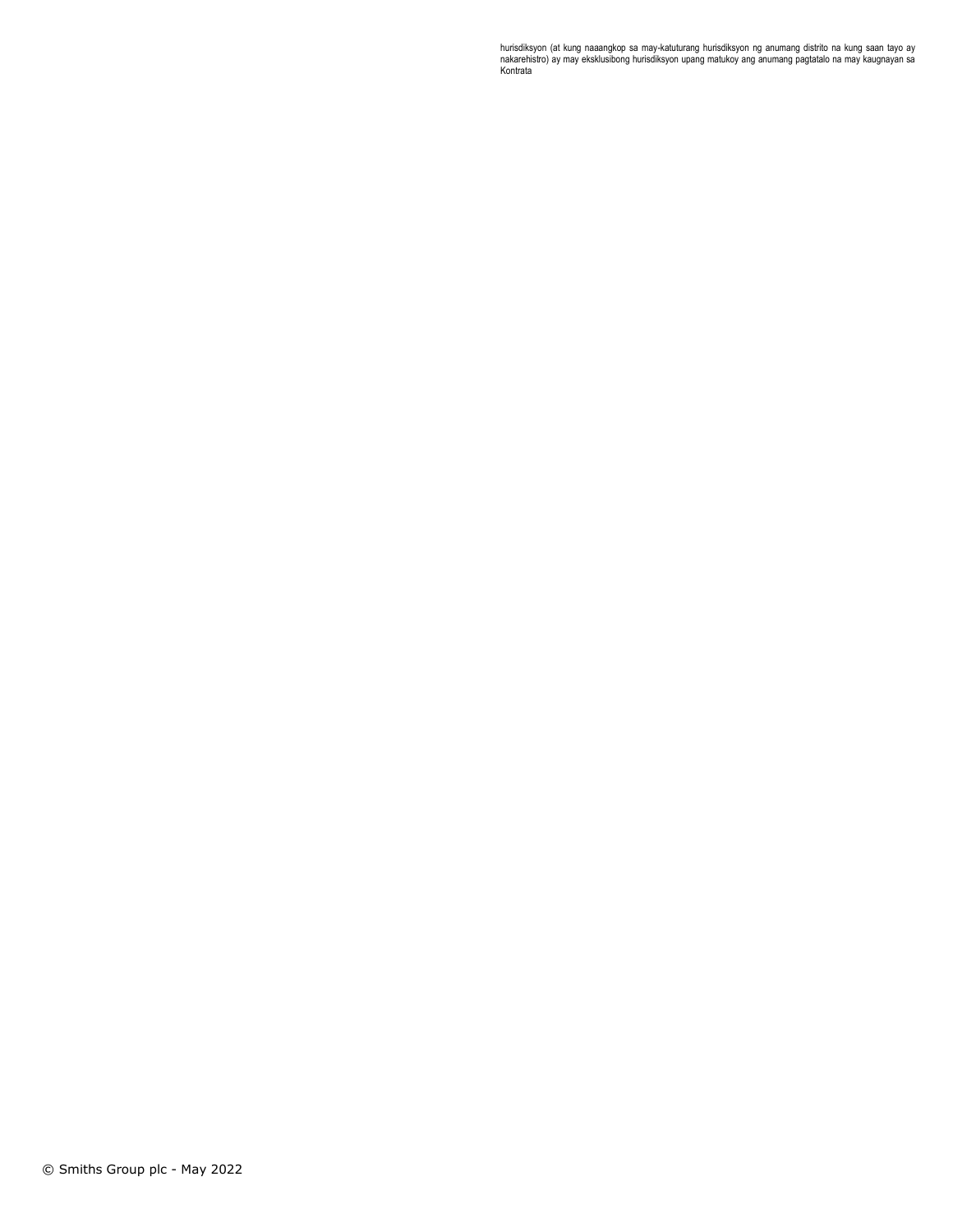hurisdiksyon (at kung naaangkop sa may-katuturang hurisdiksyon ng anumang distrito na kung saan tayo ay nakarehistro) ay may eksklusibong hurisdiksyon upang matukoy ang anumang pagtatalo na may kaugnayan sa Kontrata